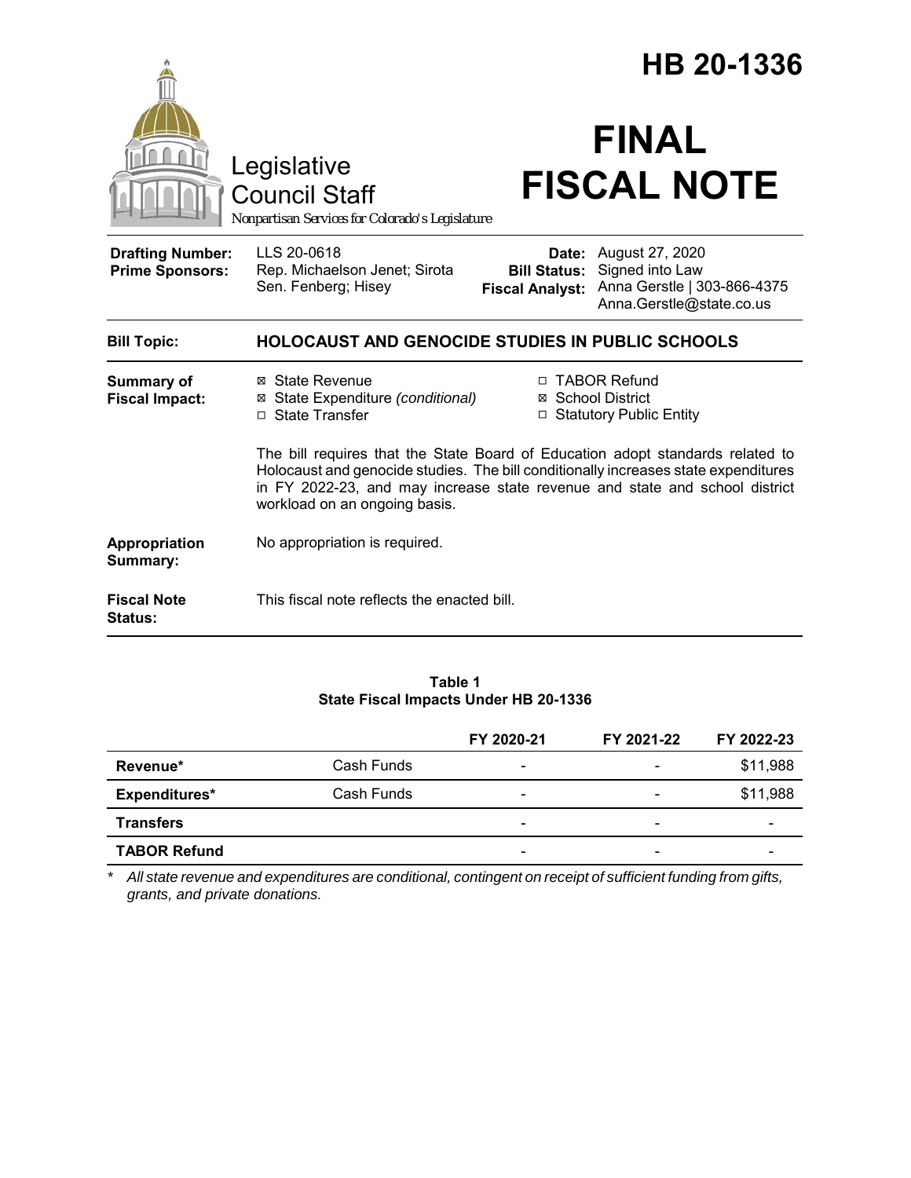# HB 20-1336

Legislative Council Staff

*Nonpartisan Services for Colorado's Legislature*

# FINAL FISCAL NOTE

| | | | |
|---|---|---|---|
| **Drafting Number:** | LLS 20-0618 | **Date:** | August 27, 2020 |
| **Prime Sponsors:** | Rep. Michaelson Jenet; Sirota<br>Sen. Fenberg; Hisey | **Bill Status:** | Signed into Law |
| | | **Fiscal Analyst:** | Anna Gerstle \| 303-866-4375<br>Anna.Gerstle@state.co.us |

| | |
|---|---|
| **Bill Topic:** | **HOLOCAUST AND GENOCIDE STUDIES IN PUBLIC SCHOOLS** |
| **Summary of Fiscal Impact:** | ☒ State Revenue<br>☒ State Expenditure *(conditional)*<br>☐ State Transfer<br>☐ TABOR Refund<br>☒ School District<br>☐ Statutory Public Entity<br><br>The bill requires that the State Board of Education adopt standards related to Holocaust and genocide studies. The bill conditionally increases state expenditures in FY 2022-23, and may increase state revenue and state and school district workload on an ongoing basis. |
| **Appropriation Summary:** | No appropriation is required. |
| **Fiscal Note Status:** | This fiscal note reflects the enacted bill. |

**Table 1**
**State Fiscal Impacts Under HB 20-1336**

| | | FY 2020-21 | FY 2021-22 | FY 2022-23 |
|---|---|---|---|---|
| **Revenue*** | Cash Funds | - | - | $11,988 |
| **Expenditures*** | Cash Funds | - | - | $11,988 |
| **Transfers** | | - | - | - |
| **TABOR Refund** | | - | - | - |

\* *All state revenue and expenditures are conditional, contingent on receipt of sufficient funding from gifts, grants, and private donations.*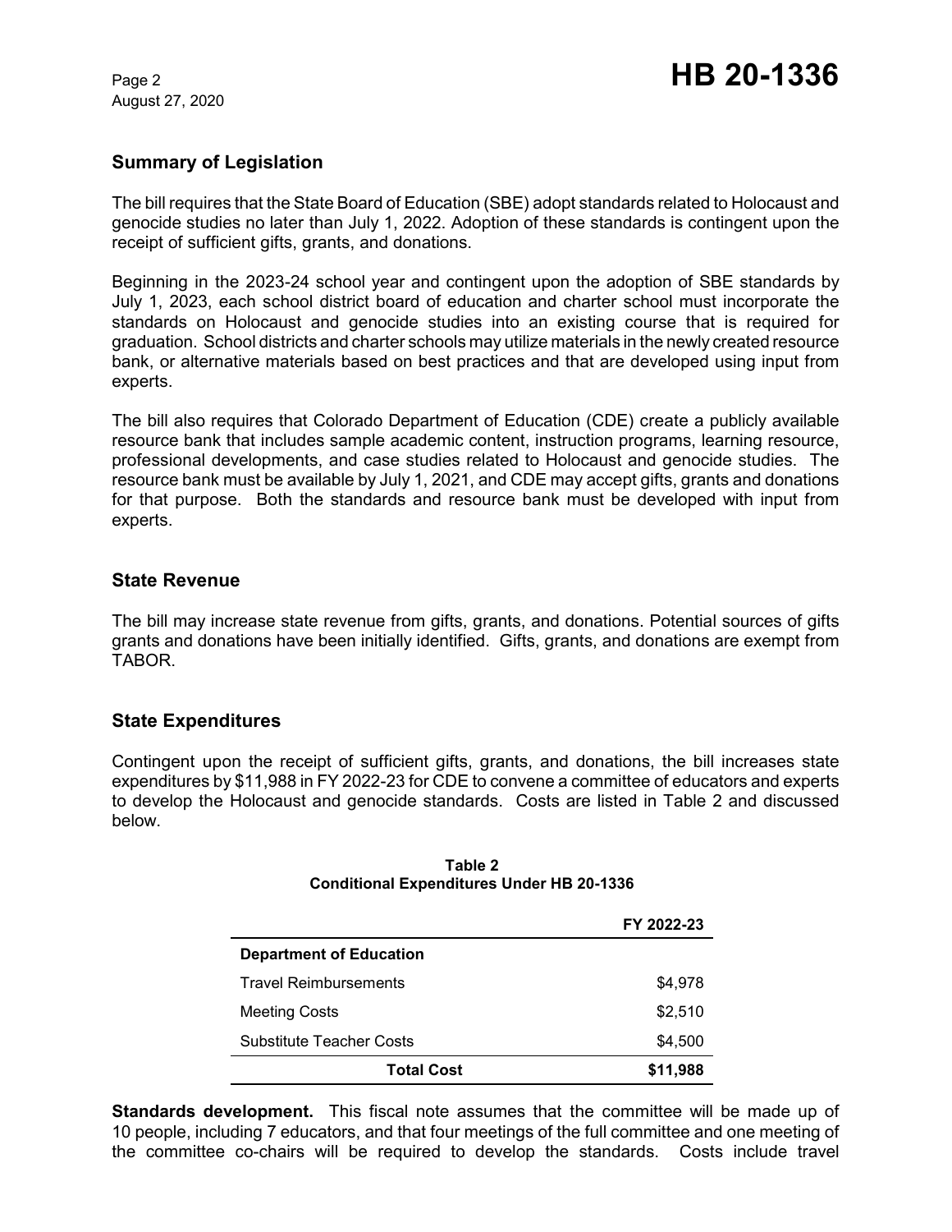## Summary of Legislation

The bill requires that the State Board of Education (SBE) adopt standards related to Holocaust and genocide studies no later than July 1, 2022. Adoption of these standards is contingent upon the receipt of sufficient gifts, grants, and donations.

Beginning in the 2023-24 school year and contingent upon the adoption of SBE standards by July 1, 2023, each school district board of education and charter school must incorporate the standards on Holocaust and genocide studies into an existing course that is required for graduation. School districts and charter schools may utilize materials in the newly created resource bank, or alternative materials based on best practices and that are developed using input from experts.

The bill also requires that Colorado Department of Education (CDE) create a publicly available resource bank that includes sample academic content, instruction programs, learning resource, professional developments, and case studies related to Holocaust and genocide studies. The resource bank must be available by July 1, 2021, and CDE may accept gifts, grants and donations for that purpose. Both the standards and resource bank must be developed with input from experts.

## State Revenue

The bill may increase state revenue from gifts, grants, and donations. Potential sources of gifts grants and donations have been initially identified. Gifts, grants, and donations are exempt from TABOR.

## State Expenditures

Contingent upon the receipt of sufficient gifts, grants, and donations, the bill increases state expenditures by $11,988 in FY 2022-23 for CDE to convene a committee of educators and experts to develop the Holocaust and genocide standards. Costs are listed in Table 2 and discussed below.

**Table 2**
**Conditional Expenditures Under HB 20-1336**

| | FY 2022-23 |
|---|---:|
| **Department of Education** | |
| Travel Reimbursements | $4,978 |
| Meeting Costs | $2,510 |
| Substitute Teacher Costs | $4,500 |
| **Total Cost** | **$11,988** |

**Standards development.** This fiscal note assumes that the committee will be made up of 10 people, including 7 educators, and that four meetings of the full committee and one meeting of the committee co-chairs will be required to develop the standards. Costs include travel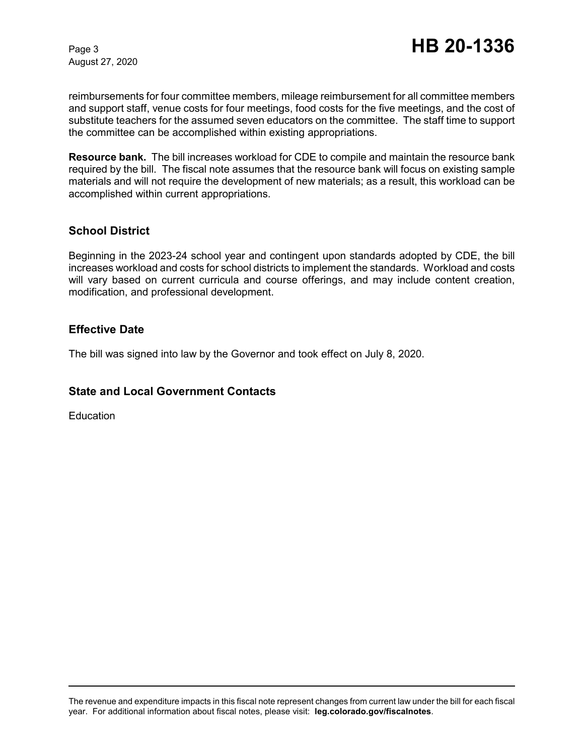reimbursements for four committee members, mileage reimbursement for all committee members and support staff, venue costs for four meetings, food costs for the five meetings, and the cost of substitute teachers for the assumed seven educators on the committee. The staff time to support the committee can be accomplished within existing appropriations.

**Resource bank.** The bill increases workload for CDE to compile and maintain the resource bank required by the bill. The fiscal note assumes that the resource bank will focus on existing sample materials and will not require the development of new materials; as a result, this workload can be accomplished within current appropriations.

## School District

Beginning in the 2023-24 school year and contingent upon standards adopted by CDE, the bill increases workload and costs for school districts to implement the standards. Workload and costs will vary based on current curricula and course offerings, and may include content creation, modification, and professional development.

## Effective Date

The bill was signed into law by the Governor and took effect on July 8, 2020.

## State and Local Government Contacts

Education

The revenue and expenditure impacts in this fiscal note represent changes from current law under the bill for each fiscal year. For additional information about fiscal notes, please visit: **leg.colorado.gov/fiscalnotes**.